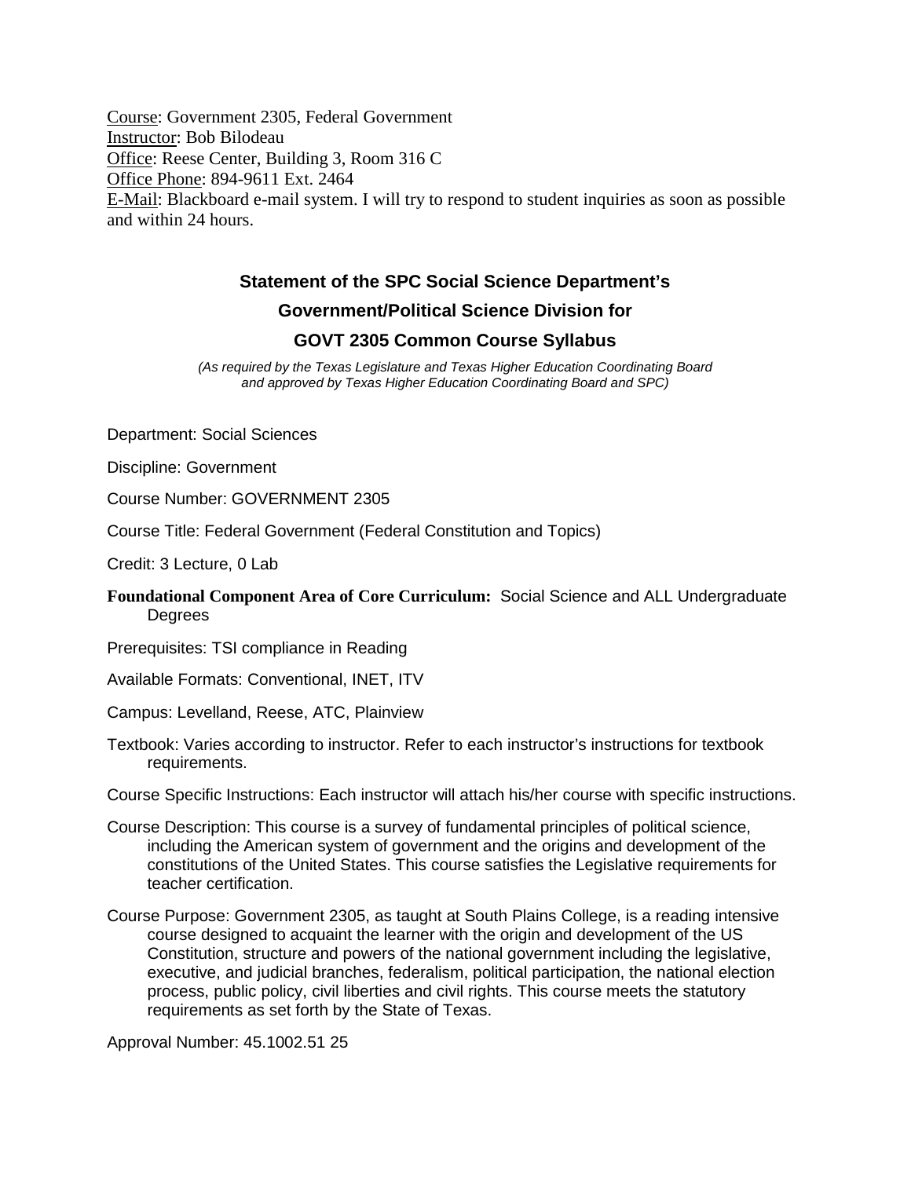Course: Government 2305, Federal Government  
Instructor: Bob Bilodeau  
Office: Reese Center, Building 3, Room 316 C  
Office Phone: 894-9611 Ext. 2464  
E-Mail: Blackboard e-mail system. I will try to respond to student inquiries as soon as possible and within 24 hours.

## Statement of the SPC Social Science Department's Government/Political Science Division for GOVT 2305 Common Course Syllabus

*(As required by the Texas Legislature and Texas Higher Education Coordinating Board and approved by Texas Higher Education Coordinating Board and SPC)*

Department: Social Sciences

Discipline: Government

Course Number: GOVERNMENT 2305

Course Title: Federal Government (Federal Constitution and Topics)

Credit: 3 Lecture, 0 Lab

**Foundational Component Area of Core Curriculum:** Social Science and ALL Undergraduate Degrees

Prerequisites: TSI compliance in Reading

Available Formats: Conventional, INET, ITV

Campus: Levelland, Reese, ATC, Plainview

Textbook: Varies according to instructor. Refer to each instructor's instructions for textbook requirements.

Course Specific Instructions: Each instructor will attach his/her course with specific instructions.

Course Description: This course is a survey of fundamental principles of political science, including the American system of government and the origins and development of the constitutions of the United States. This course satisfies the Legislative requirements for teacher certification.

Course Purpose: Government 2305, as taught at South Plains College, is a reading intensive course designed to acquaint the learner with the origin and development of the US Constitution, structure and powers of the national government including the legislative, executive, and judicial branches, federalism, political participation, the national election process, public policy, civil liberties and civil rights. This course meets the statutory requirements as set forth by the State of Texas.

Approval Number: 45.1002.51 25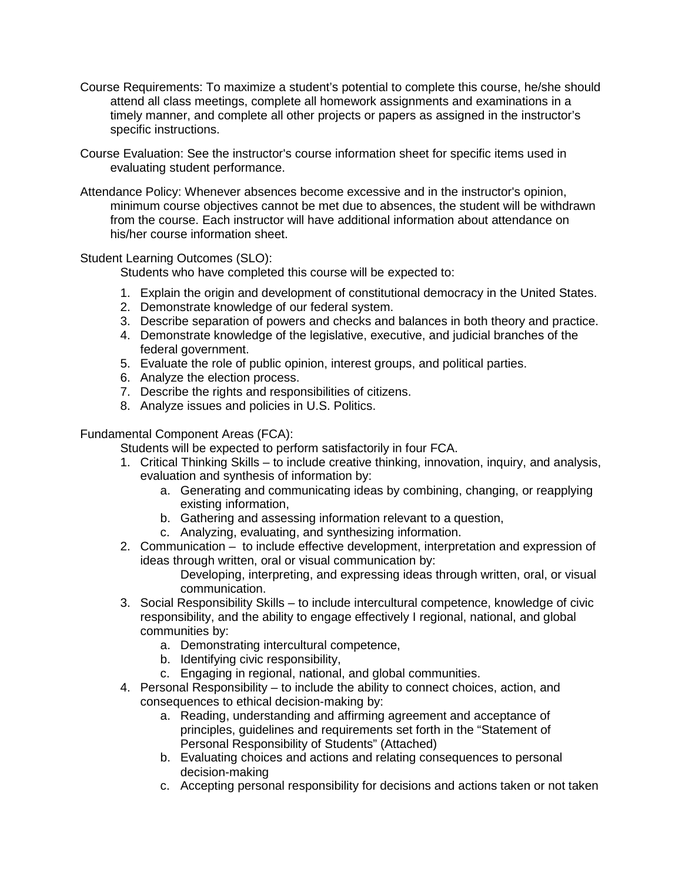Course Requirements: To maximize a student's potential to complete this course, he/she should attend all class meetings, complete all homework assignments and examinations in a timely manner, and complete all other projects or papers as assigned in the instructor's specific instructions.

Course Evaluation: See the instructor's course information sheet for specific items used in evaluating student performance.

Attendance Policy: Whenever absences become excessive and in the instructor's opinion, minimum course objectives cannot be met due to absences, the student will be withdrawn from the course. Each instructor will have additional information about attendance on his/her course information sheet.

Student Learning Outcomes (SLO):

Students who have completed this course will be expected to:

1. Explain the origin and development of constitutional democracy in the United States.
2. Demonstrate knowledge of our federal system.
3. Describe separation of powers and checks and balances in both theory and practice.
4. Demonstrate knowledge of the legislative, executive, and judicial branches of the federal government.
5. Evaluate the role of public opinion, interest groups, and political parties.
6. Analyze the election process.
7. Describe the rights and responsibilities of citizens.
8. Analyze issues and policies in U.S. Politics.

Fundamental Component Areas (FCA):

Students will be expected to perform satisfactorily in four FCA.

1. Critical Thinking Skills – to include creative thinking, innovation, inquiry, and analysis, evaluation and synthesis of information by:
   a. Generating and communicating ideas by combining, changing, or reapplying existing information,
   b. Gathering and assessing information relevant to a question,
   c. Analyzing, evaluating, and synthesizing information.
2. Communication – to include effective development, interpretation and expression of ideas through written, oral or visual communication by:

   Developing, interpreting, and expressing ideas through written, oral, or visual communication.
3. Social Responsibility Skills – to include intercultural competence, knowledge of civic responsibility, and the ability to engage effectively I regional, national, and global communities by:
   a. Demonstrating intercultural competence,
   b. Identifying civic responsibility,
   c. Engaging in regional, national, and global communities.
4. Personal Responsibility – to include the ability to connect choices, action, and consequences to ethical decision-making by:
   a. Reading, understanding and affirming agreement and acceptance of principles, guidelines and requirements set forth in the "Statement of Personal Responsibility of Students" (Attached)
   b. Evaluating choices and actions and relating consequences to personal decision-making
   c. Accepting personal responsibility for decisions and actions taken or not taken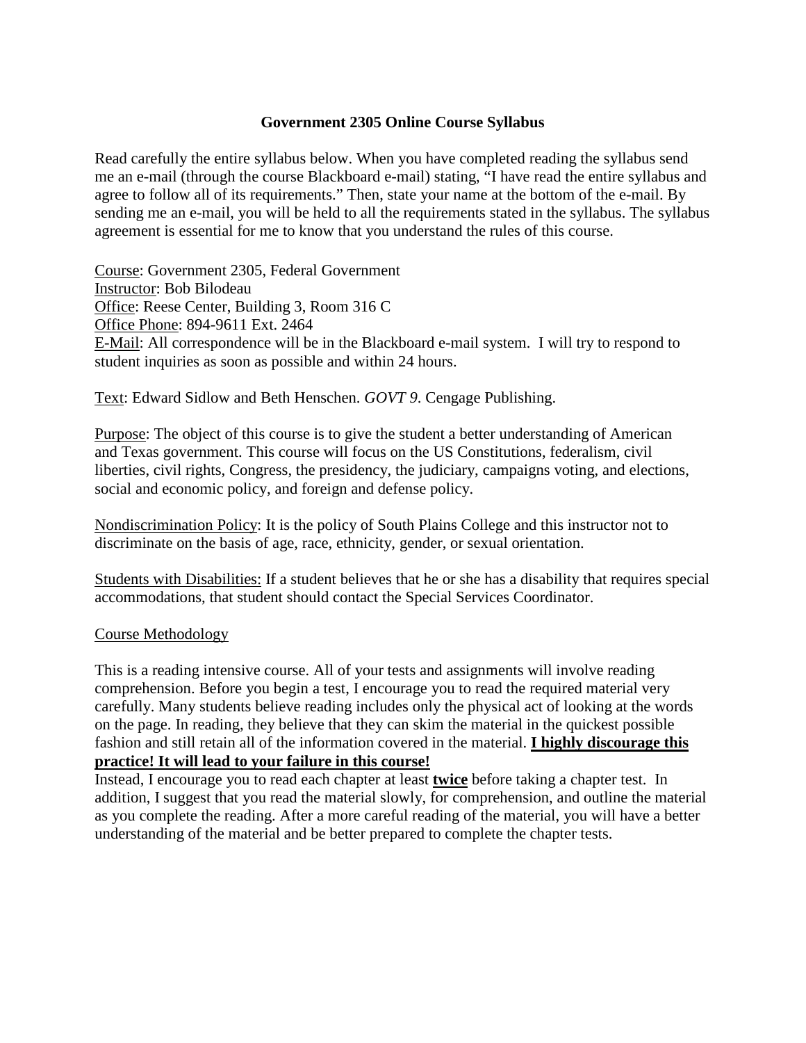# Government 2305 Online Course Syllabus

Read carefully the entire syllabus below. When you have completed reading the syllabus send me an e-mail (through the course Blackboard e-mail) stating, "I have read the entire syllabus and agree to follow all of its requirements." Then, state your name at the bottom of the e-mail. By sending me an e-mail, you will be held to all the requirements stated in the syllabus. The syllabus agreement is essential for me to know that you understand the rules of this course.

<u>Course</u>: Government 2305, Federal Government
<u>Instructor</u>: Bob Bilodeau
<u>Office</u>: Reese Center, Building 3, Room 316 C
<u>Office Phone</u>: 894-9611 Ext. 2464
<u>E-Mail</u>: All correspondence will be in the Blackboard e-mail system. I will try to respond to student inquiries as soon as possible and within 24 hours.

<u>Text</u>: Edward Sidlow and Beth Henschen. *GOVT 9*. Cengage Publishing.

<u>Purpose</u>: The object of this course is to give the student a better understanding of American and Texas government. This course will focus on the US Constitutions, federalism, civil liberties, civil rights, Congress, the presidency, the judiciary, campaigns voting, and elections, social and economic policy, and foreign and defense policy.

<u>Nondiscrimination Policy</u>: It is the policy of South Plains College and this instructor not to discriminate on the basis of age, race, ethnicity, gender, or sexual orientation.

<u>Students with Disabilities:</u> If a student believes that he or she has a disability that requires special accommodations, that student should contact the Special Services Coordinator.

<u>Course Methodology</u>

This is a reading intensive course. All of your tests and assignments will involve reading comprehension. Before you begin a test, I encourage you to read the required material very carefully. Many students believe reading includes only the physical act of looking at the words on the page. In reading, they believe that they can skim the material in the quickest possible fashion and still retain all of the information covered in the material. **<u>I highly discourage this practice! It will lead to your failure in this course!</u>**
Instead, I encourage you to read each chapter at least **<u>twice</u>** before taking a chapter test. In addition, I suggest that you read the material slowly, for comprehension, and outline the material as you complete the reading. After a more careful reading of the material, you will have a better understanding of the material and be better prepared to complete the chapter tests.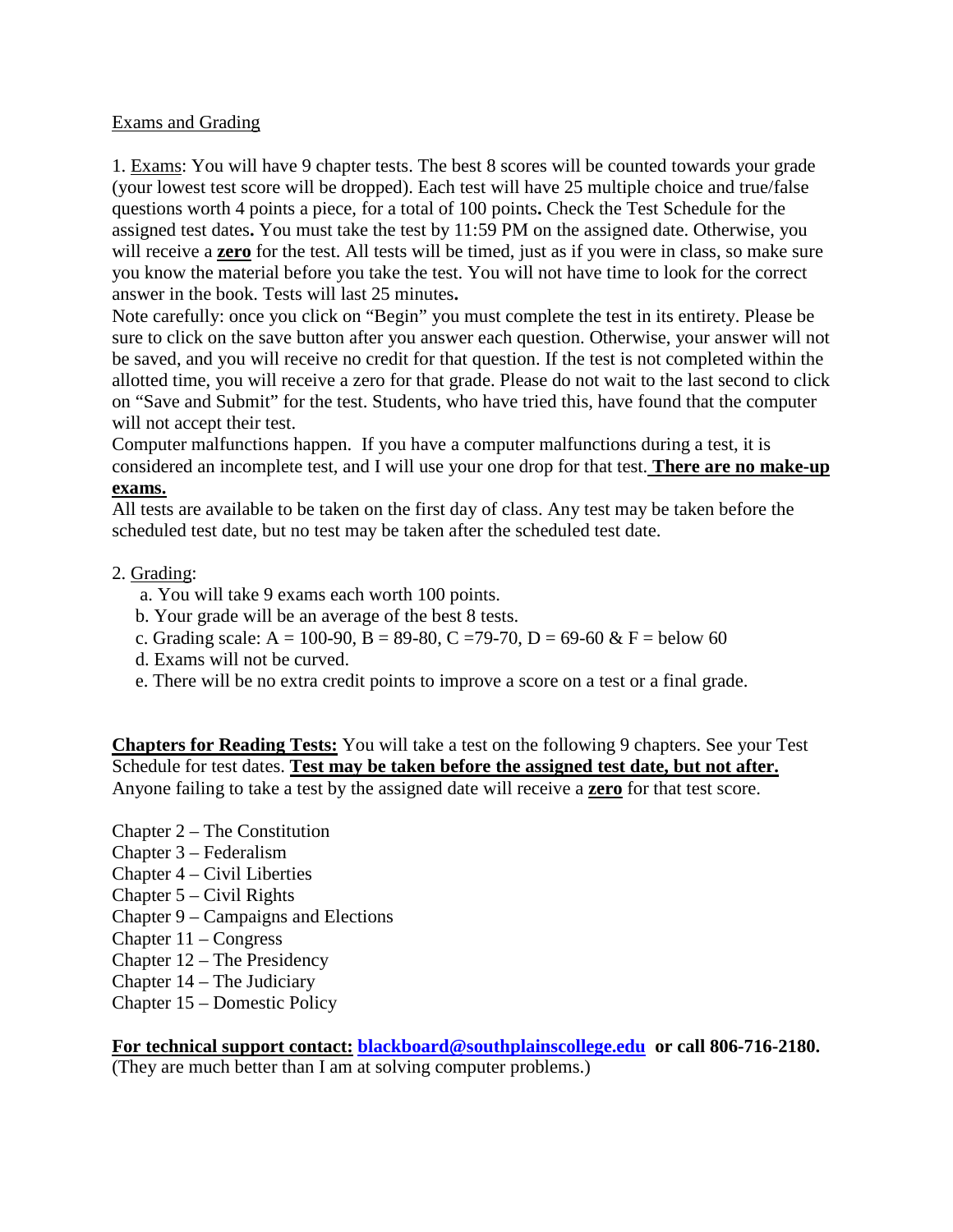## Exams and Grading

1. Exams: You will have 9 chapter tests. The best 8 scores will be counted towards your grade (your lowest test score will be dropped). Each test will have 25 multiple choice and true/false questions worth 4 points a piece, for a total of 100 points**.** Check the Test Schedule for the assigned test dates**.** You must take the test by 11:59 PM on the assigned date. Otherwise, you will receive a **zero** for the test. All tests will be timed, just as if you were in class, so make sure you know the material before you take the test. You will not have time to look for the correct answer in the book. Tests will last 25 minutes**.**

Note carefully: once you click on "Begin" you must complete the test in its entirety. Please be sure to click on the save button after you answer each question. Otherwise, your answer will not be saved, and you will receive no credit for that question. If the test is not completed within the allotted time, you will receive a zero for that grade. Please do not wait to the last second to click on "Save and Submit" for the test. Students, who have tried this, have found that the computer will not accept their test.

Computer malfunctions happen. If you have a computer malfunctions during a test, it is considered an incomplete test, and I will use your one drop for that test. **There are no make-up exams.**

All tests are available to be taken on the first day of class. Any test may be taken before the scheduled test date, but no test may be taken after the scheduled test date.

2. Grading:
   a. You will take 9 exams each worth 100 points.
   b. Your grade will be an average of the best 8 tests.
   c. Grading scale: A = 100-90, B = 89-80, C =79-70, D = 69-60 & F = below 60
   d. Exams will not be curved.
   e. There will be no extra credit points to improve a score on a test or a final grade.

**Chapters for Reading Tests:** You will take a test on the following 9 chapters. See your Test Schedule for test dates. **Test may be taken before the assigned test date, but not after.** Anyone failing to take a test by the assigned date will receive a **zero** for that test score.

Chapter 2 – The Constitution
Chapter 3 – Federalism
Chapter 4 – Civil Liberties
Chapter 5 – Civil Rights
Chapter 9 – Campaigns and Elections
Chapter 11 – Congress
Chapter 12 – The Presidency
Chapter 14 – The Judiciary
Chapter 15 – Domestic Policy

**For technical support contact: blackboard@southplainscollege.edu or call 806-716-2180.**
(They are much better than I am at solving computer problems.)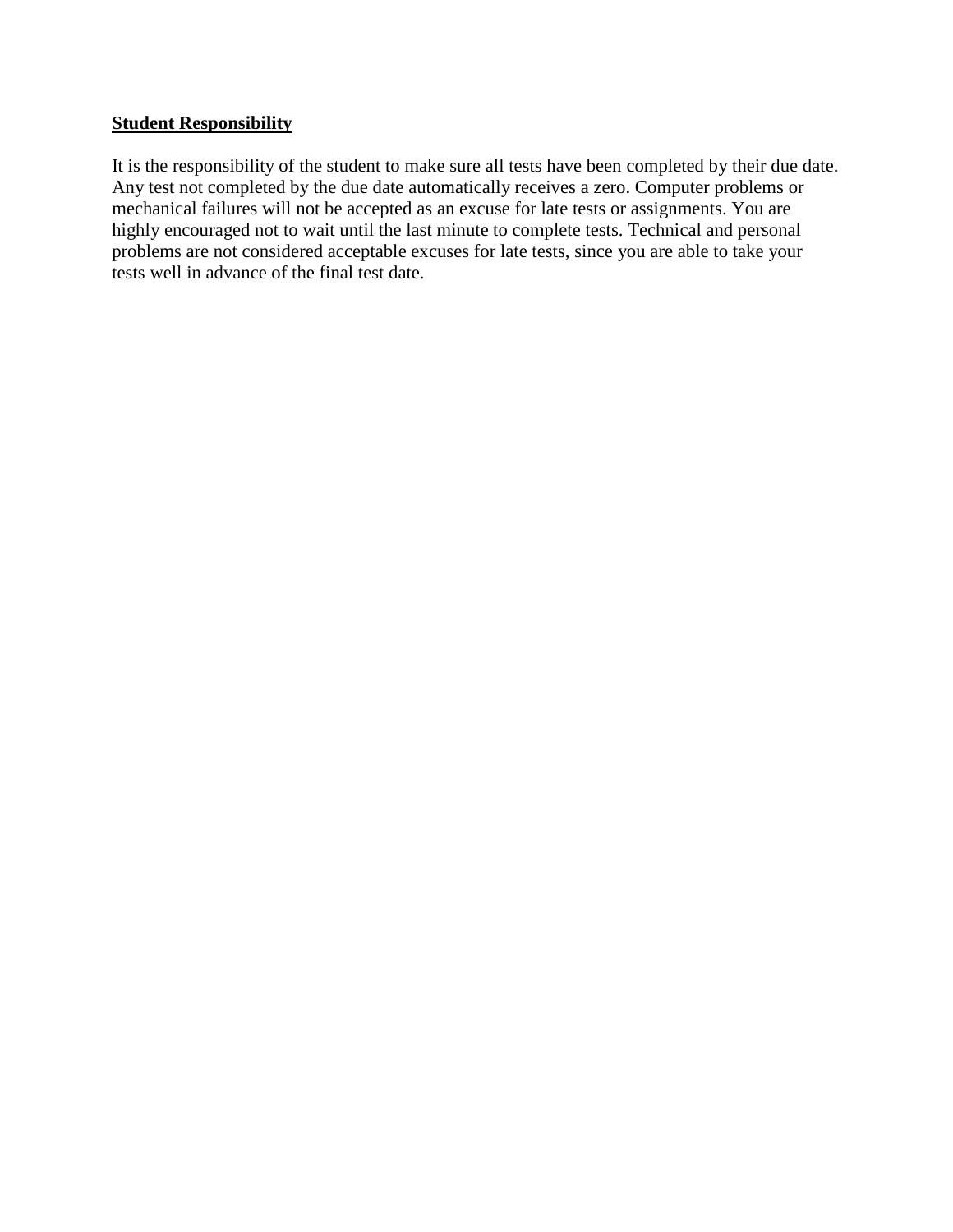**Student Responsibility**

It is the responsibility of the student to make sure all tests have been completed by their due date. Any test not completed by the due date automatically receives a zero. Computer problems or mechanical failures will not be accepted as an excuse for late tests or assignments. You are highly encouraged not to wait until the last minute to complete tests. Technical and personal problems are not considered acceptable excuses for late tests, since you are able to take your tests well in advance of the final test date.